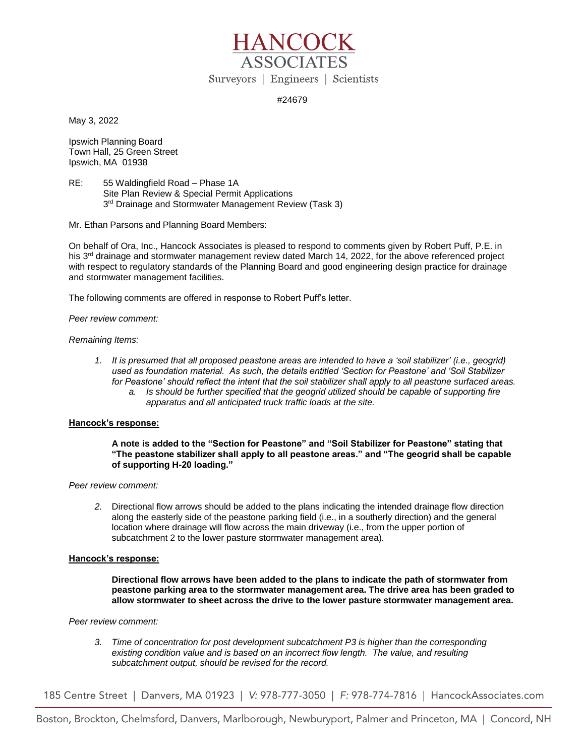# HANCOCK ASSOCIATES

Surveyors | Engineers | Scientists

#24679

May 3, 2022

Ipswich Planning Board
Town Hall, 25 Green Street
Ipswich, MA 01938

RE: 55 Waldingfield Road – Phase 1A
Site Plan Review & Special Permit Applications
3rd Drainage and Stormwater Management Review (Task 3)

Mr. Ethan Parsons and Planning Board Members:

On behalf of Ora, Inc., Hancock Associates is pleased to respond to comments given by Robert Puff, P.E. in his 3rd drainage and stormwater management review dated March 14, 2022, for the above referenced project with respect to regulatory standards of the Planning Board and good engineering design practice for drainage and stormwater management facilities.

The following comments are offered in response to Robert Puff's letter.

*Peer review comment:*

*Remaining Items:*

1. *It is presumed that all proposed peastone areas are intended to have a 'soil stabilizer' (i.e., geogrid) used as foundation material. As such, the details entitled 'Section for Peastone' and 'Soil Stabilizer for Peastone' should reflect the intent that the soil stabilizer shall apply to all peastone surfaced areas.*
   a. *Is should be further specified that the geogrid utilized should be capable of supporting fire apparatus and all anticipated truck traffic loads at the site.*

**<u>Hancock's response:</u>**

> **A note is added to the "Section for Peastone" and "Soil Stabilizer for Peastone" stating that "The peastone stabilizer shall apply to all peastone areas." and "The geogrid shall be capable of supporting H-20 loading."**

*Peer review comment:*

2. Directional flow arrows should be added to the plans indicating the intended drainage flow direction along the easterly side of the peastone parking field (i.e., in a southerly direction) and the general location where drainage will flow across the main driveway (i.e., from the upper portion of subcatchment 2 to the lower pasture stormwater management area).

**<u>Hancock's response:</u>**

> **Directional flow arrows have been added to the plans to indicate the path of stormwater from peastone parking area to the stormwater management area. The drive area has been graded to allow stormwater to sheet across the drive to the lower pasture stormwater management area.**

*Peer review comment:*

3. *Time of concentration for post development subcatchment P3 is higher than the corresponding existing condition value and is based on an incorrect flow length. The value, and resulting subcatchment output, should be revised for the record.*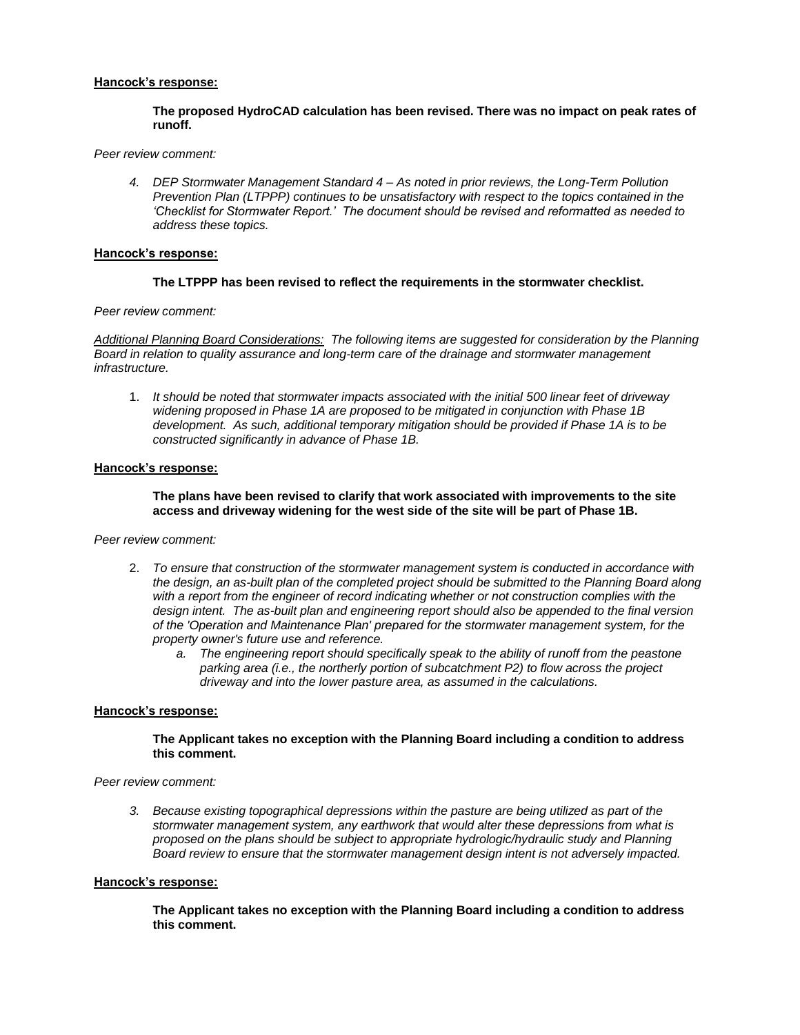<u>**Hancock's response:**</u>

**The proposed HydroCAD calculation has been revised. There was no impact on peak rates of runoff.**

*Peer review comment:*

*4. DEP Stormwater Management Standard 4 – As noted in prior reviews, the Long-Term Pollution Prevention Plan (LTPPP) continues to be unsatisfactory with respect to the topics contained in the 'Checklist for Stormwater Report.' The document should be revised and reformatted as needed to address these topics.*

<u>**Hancock's response:**</u>

**The LTPPP has been revised to reflect the requirements in the stormwater checklist.**

*Peer review comment:*

*<u>Additional Planning Board Considerations:</u> The following items are suggested for consideration by the Planning Board in relation to quality assurance and long-term care of the drainage and stormwater management infrastructure.*

1. *It should be noted that stormwater impacts associated with the initial 500 linear feet of driveway widening proposed in Phase 1A are proposed to be mitigated in conjunction with Phase 1B development. As such, additional temporary mitigation should be provided if Phase 1A is to be constructed significantly in advance of Phase 1B.*

<u>**Hancock's response:**</u>

**The plans have been revised to clarify that work associated with improvements to the site access and driveway widening for the west side of the site will be part of Phase 1B.**

*Peer review comment:*

2. *To ensure that construction of the stormwater management system is conducted in accordance with the design, an as-built plan of the completed project should be submitted to the Planning Board along with a report from the engineer of record indicating whether or not construction complies with the design intent. The as-built plan and engineering report should also be appended to the final version of the 'Operation and Maintenance Plan' prepared for the stormwater management system, for the property owner's future use and reference.*
   a. *The engineering report should specifically speak to the ability of runoff from the peastone parking area (i.e., the northerly portion of subcatchment P2) to flow across the project driveway and into the lower pasture area, as assumed in the calculations.*

<u>**Hancock's response:**</u>

**The Applicant takes no exception with the Planning Board including a condition to address this comment.**

*Peer review comment:*

3. *Because existing topographical depressions within the pasture are being utilized as part of the stormwater management system, any earthwork that would alter these depressions from what is proposed on the plans should be subject to appropriate hydrologic/hydraulic study and Planning Board review to ensure that the stormwater management design intent is not adversely impacted.*

<u>**Hancock's response:**</u>

**The Applicant takes no exception with the Planning Board including a condition to address this comment.**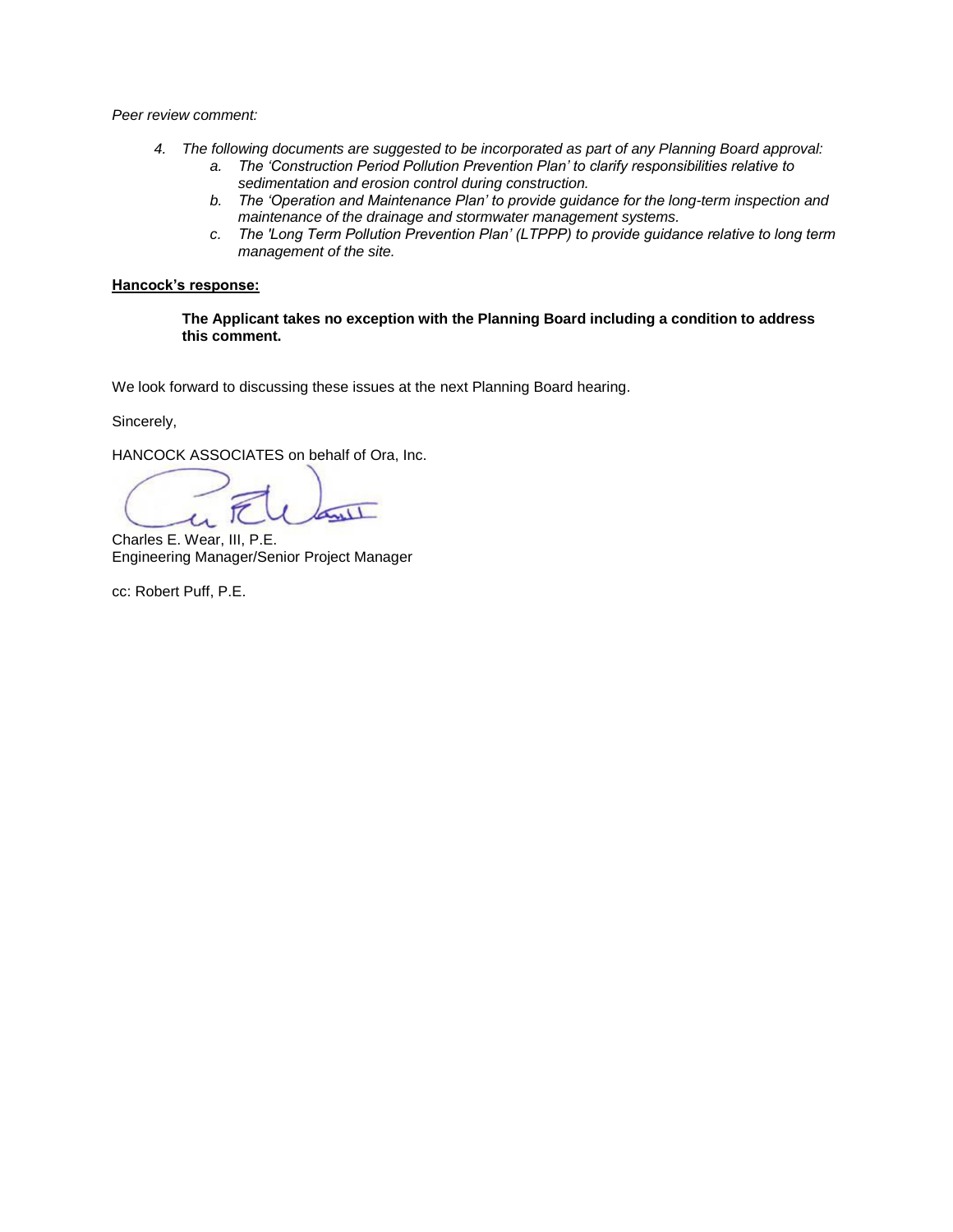*Peer review comment:*

4. *The following documents are suggested to be incorporated as part of any Planning Board approval:*
   a. *The 'Construction Period Pollution Prevention Plan' to clarify responsibilities relative to sedimentation and erosion control during construction.*
   b. *The 'Operation and Maintenance Plan' to provide guidance for the long-term inspection and maintenance of the drainage and stormwater management systems.*
   c. *The 'Long Term Pollution Prevention Plan' (LTPPP) to provide guidance relative to long term management of the site.*

**Hancock's response:**

**The Applicant takes no exception with the Planning Board including a condition to address this comment.**

We look forward to discussing these issues at the next Planning Board hearing.

Sincerely,

HANCOCK ASSOCIATES on behalf of Ora, Inc.

Charles E. Wear, III, P.E.
Engineering Manager/Senior Project Manager

cc: Robert Puff, P.E.